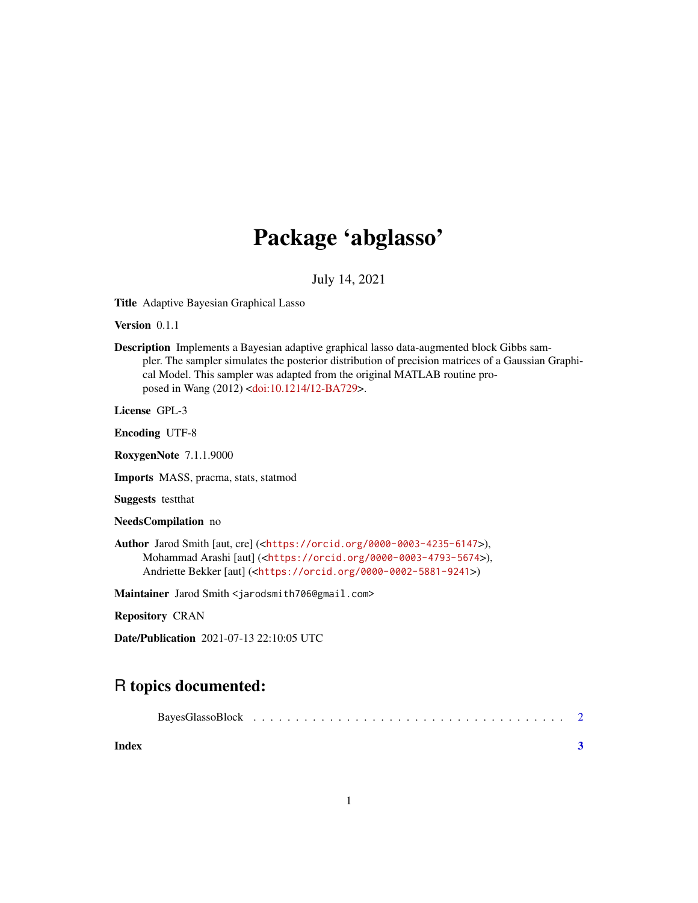# Package 'abglasso'

July 14, 2021

**Title** Adaptive Bayesian Graphical Lasso

**Version** 0.1.1

**Description** Implements a Bayesian adaptive graphical lasso data-augmented block Gibbs sampler. The sampler simulates the posterior distribution of precision matrices of a Gaussian Graphical Model. This sampler was adapted from the original MATLAB routine proposed in Wang (2012) <doi:10.1214/12-BA729>.

**License** GPL-3

**Encoding** UTF-8

**RoxygenNote** 7.1.1.9000

**Imports** MASS, pracma, stats, statmod

**Suggests** testthat

**NeedsCompilation** no

**Author** Jarod Smith [aut, cre] (<https://orcid.org/0000-0003-4235-6147>),
Mohammad Arashi [aut] (<https://orcid.org/0000-0003-4793-5674>),
Andriette Bekker [aut] (<https://orcid.org/0000-0002-5881-9241>)

**Maintainer** Jarod Smith <jarodsmith706@gmail.com>

**Repository** CRAN

**Date/Publication** 2021-07-13 22:10:05 UTC

## R topics documented:

BayesGlassoBlock . . . . . . . . . . . . . . . . . . . . . . . . . . . . . . . . . . . . 2

**Index** **3**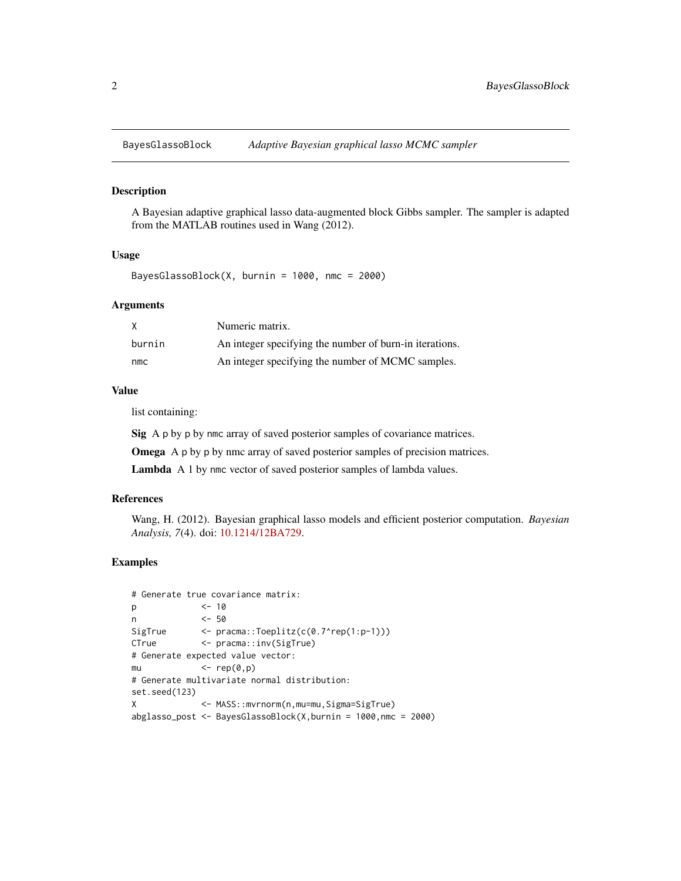# BayesGlassoBlock — *Adaptive Bayesian graphical lasso MCMC sampler*

## Description

A Bayesian adaptive graphical lasso data-augmented block Gibbs sampler. The sampler is adapted from the MATLAB routines used in Wang (2012).

## Usage

```
BayesGlassoBlock(X, burnin = 1000, nmc = 2000)
```

## Arguments

| | |
|---|---|
| X | Numeric matrix. |
| burnin | An integer specifying the number of burn-in iterations. |
| nmc | An integer specifying the number of MCMC samples. |

## Value

list containing:

**Sig** A p by p by nmc array of saved posterior samples of covariance matrices.

**Omega** A p by p by nmc array of saved posterior samples of precision matrices.

**Lambda** A 1 by nmc vector of saved posterior samples of lambda values.

## References

Wang, H. (2012). Bayesian graphical lasso models and efficient posterior computation. *Bayesian Analysis, 7*(4). doi: 10.1214/12BA729.

## Examples

```
# Generate true covariance matrix:
p             <- 10
n             <- 50
SigTrue       <- pracma::Toeplitz(c(0.7^rep(1:p-1)))
CTrue         <- pracma::inv(SigTrue)
# Generate expected value vector:
mu            <- rep(0,p)
# Generate multivariate normal distribution:
set.seed(123)
X             <- MASS::mvrnorm(n,mu=mu,Sigma=SigTrue)
abglasso_post <- BayesGlassoBlock(X,burnin = 1000,nmc = 2000)
```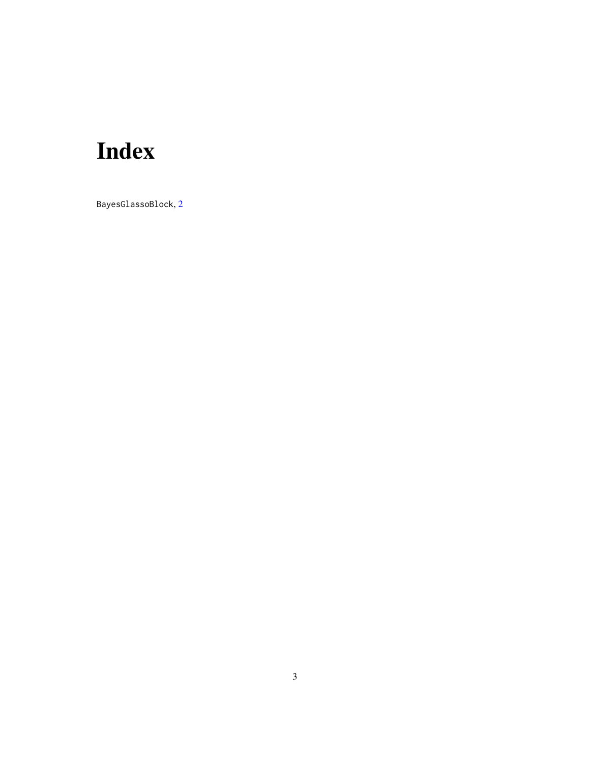# Index

BayesGlassoBlock, 2